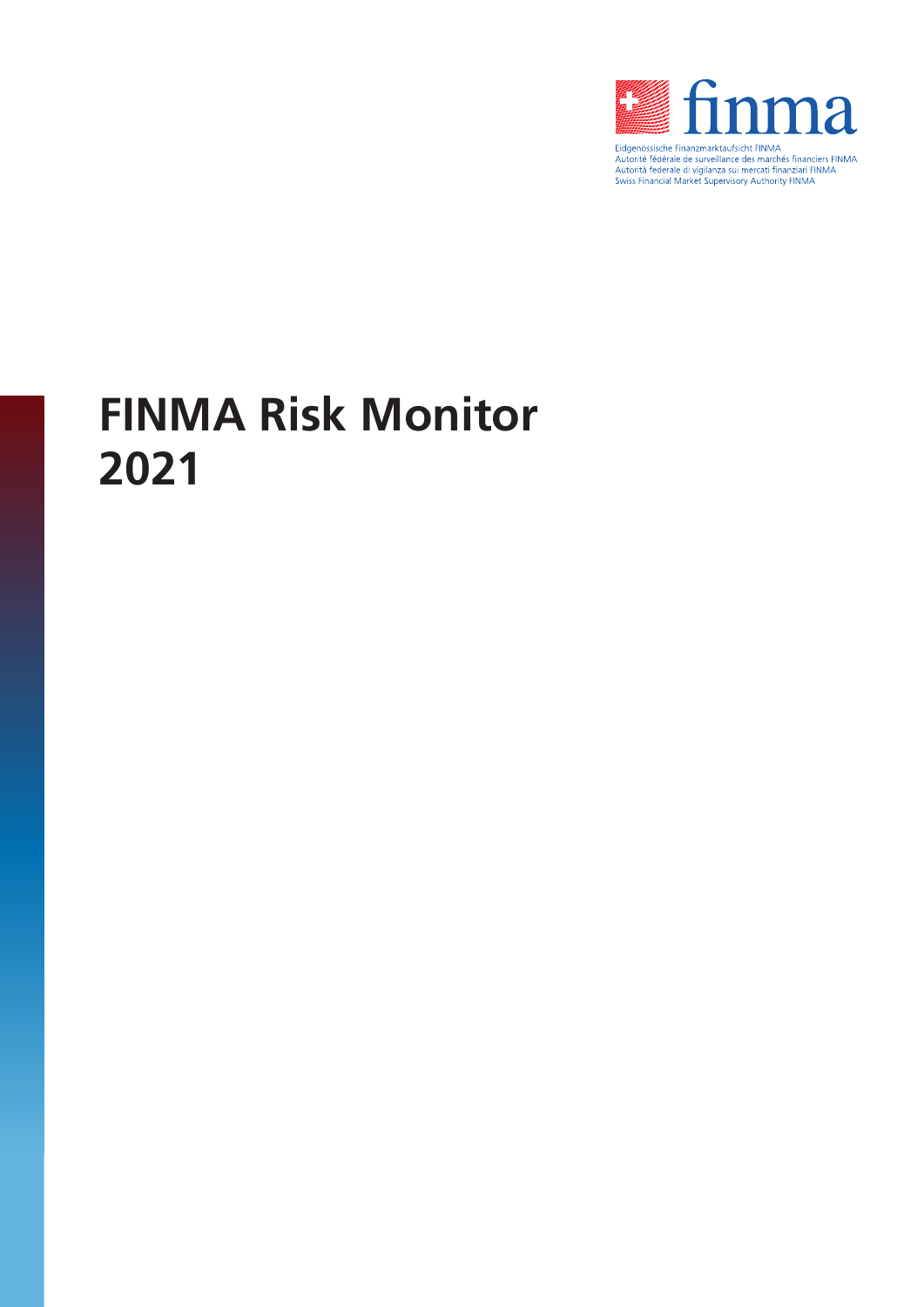finma

Eidgenössische Finanzmarktaufsicht FINMA
Autorité fédérale de surveillance des marchés financiers FINMA
Autorità federale di vigilanza sui mercati finanziari FINMA
Swiss Financial Market Supervisory Authority FINMA

# FINMA Risk Monitor 2021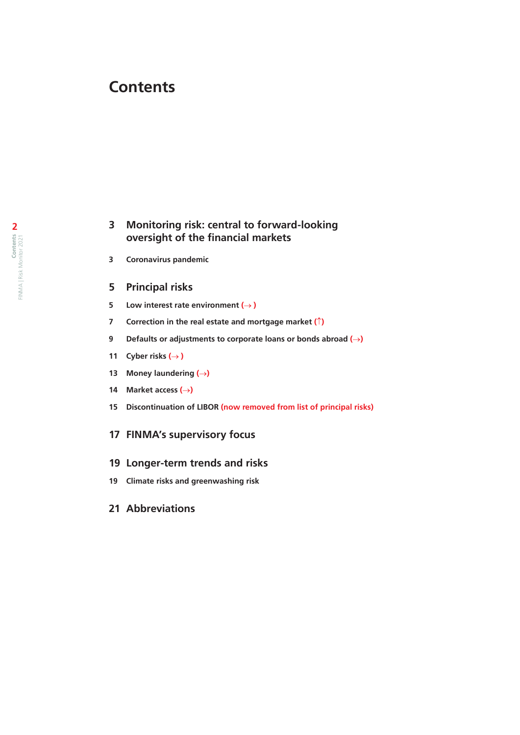# Contents

**3 Monitoring risk: central to forward-looking oversight of the financial markets**

3 **Coronavirus pandemic**

**5 Principal risks**

5 **Low interest rate environment (→ )**

7 **Correction in the real estate and mortgage market (↑)**

9 **Defaults or adjustments to corporate loans or bonds abroad (→)**

11 **Cyber risks (→ )**

13 **Money laundering (→)**

14 **Market access (→)**

15 **Discontinuation of LIBOR (now removed from list of principal risks)**

**17 FINMA's supervisory focus**

**19 Longer-term trends and risks**

19 **Climate risks and greenwashing risk**

**21 Abbreviations**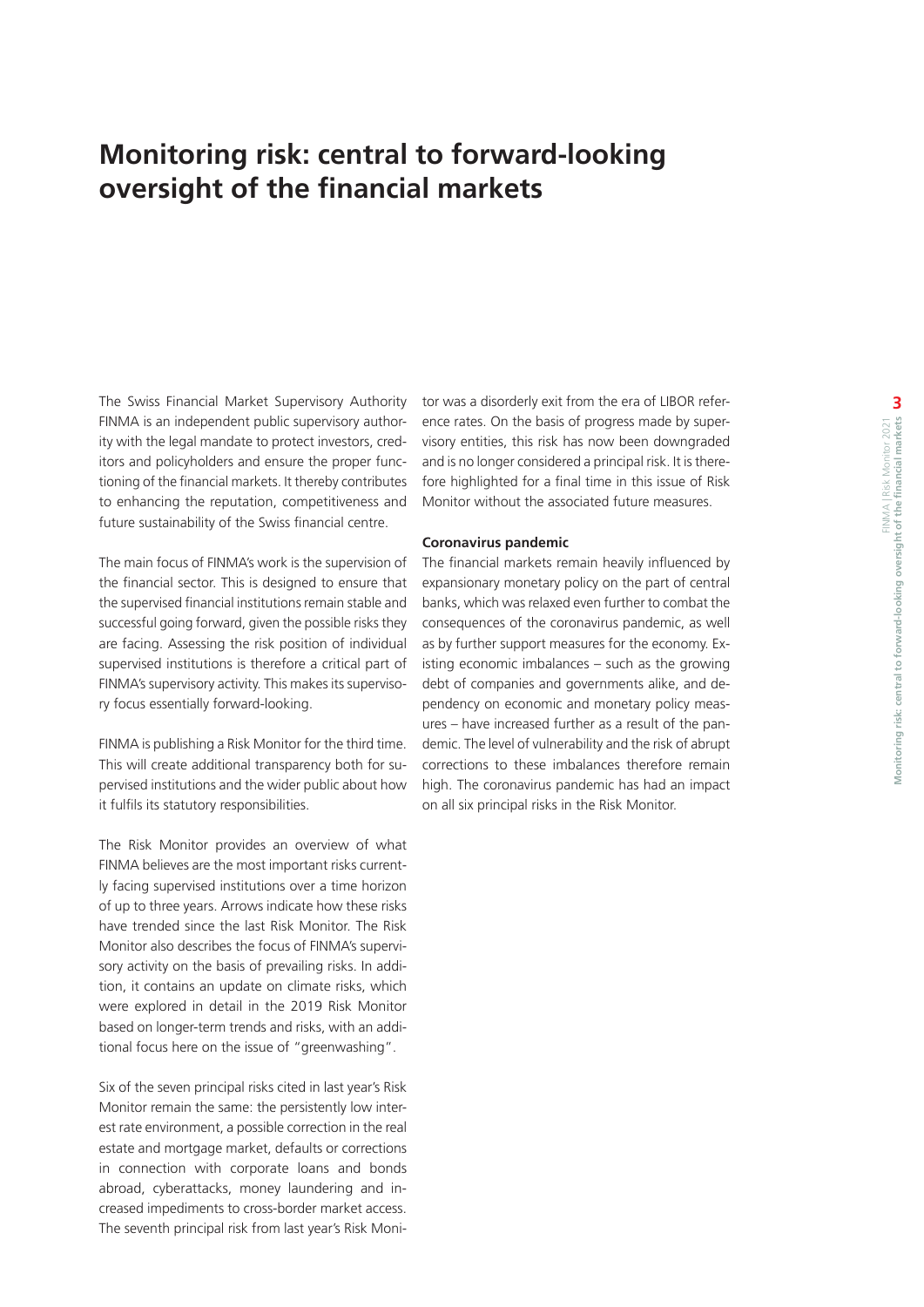# Monitoring risk: central to forward-looking oversight of the financial markets

The Swiss Financial Market Supervisory Authority FINMA is an independent public supervisory authority with the legal mandate to protect investors, creditors and policyholders and ensure the proper functioning of the financial markets. It thereby contributes to enhancing the reputation, competitiveness and future sustainability of the Swiss financial centre.

The main focus of FINMA's work is the supervision of the financial sector. This is designed to ensure that the supervised financial institutions remain stable and successful going forward, given the possible risks they are facing. Assessing the risk position of individual supervised institutions is therefore a critical part of FINMA's supervisory activity. This makes its supervisory focus essentially forward-looking.

FINMA is publishing a Risk Monitor for the third time. This will create additional transparency both for supervised institutions and the wider public about how it fulfils its statutory responsibilities.

The Risk Monitor provides an overview of what FINMA believes are the most important risks currently facing supervised institutions over a time horizon of up to three years. Arrows indicate how these risks have trended since the last Risk Monitor. The Risk Monitor also describes the focus of FINMA's supervisory activity on the basis of prevailing risks. In addition, it contains an update on climate risks, which were explored in detail in the 2019 Risk Monitor based on longer-term trends and risks, with an additional focus here on the issue of "greenwashing".

Six of the seven principal risks cited in last year's Risk Monitor remain the same: the persistently low interest rate environment, a possible correction in the real estate and mortgage market, defaults or corrections in connection with corporate loans and bonds abroad, cyberattacks, money laundering and increased impediments to cross-border market access. The seventh principal risk from last year's Risk Monitor was a disorderly exit from the era of LIBOR reference rates. On the basis of progress made by supervisory entities, this risk has now been downgraded and is no longer considered a principal risk. It is therefore highlighted for a final time in this issue of Risk Monitor without the associated future measures.

**Coronavirus pandemic**

The financial markets remain heavily influenced by expansionary monetary policy on the part of central banks, which was relaxed even further to combat the consequences of the coronavirus pandemic, as well as by further support measures for the economy. Existing economic imbalances – such as the growing debt of companies and governments alike, and dependency on economic and monetary policy measures – have increased further as a result of the pandemic. The level of vulnerability and the risk of abrupt corrections to these imbalances therefore remain high. The coronavirus pandemic has had an impact on all six principal risks in the Risk Monitor.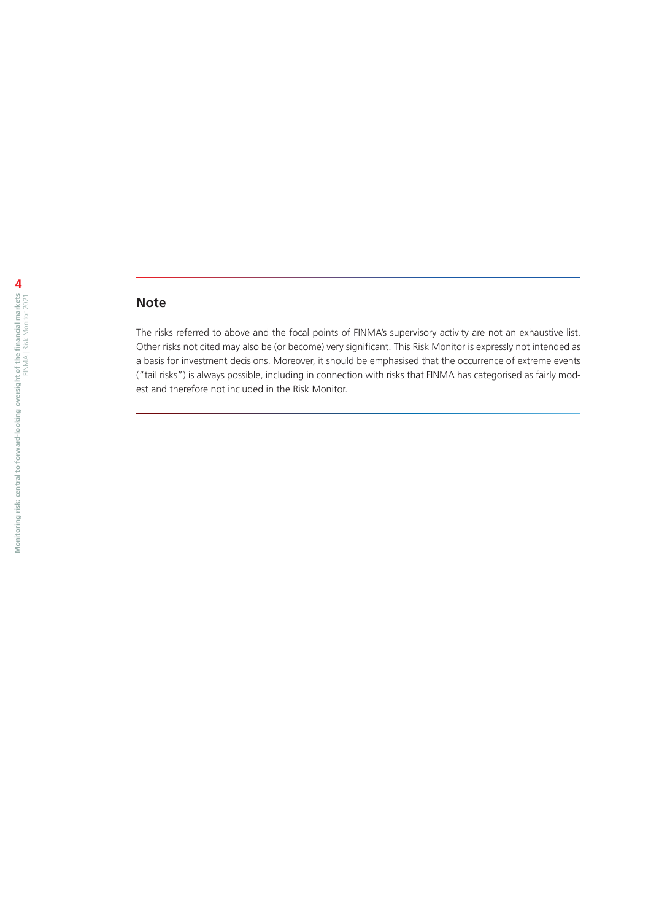## Note

The risks referred to above and the focal points of FINMA's supervisory activity are not an exhaustive list. Other risks not cited may also be (or become) very significant. This Risk Monitor is expressly not intended as a basis for investment decisions. Moreover, it should be emphasised that the occurrence of extreme events ("tail risks") is always possible, including in connection with risks that FINMA has categorised as fairly modest and therefore not included in the Risk Monitor.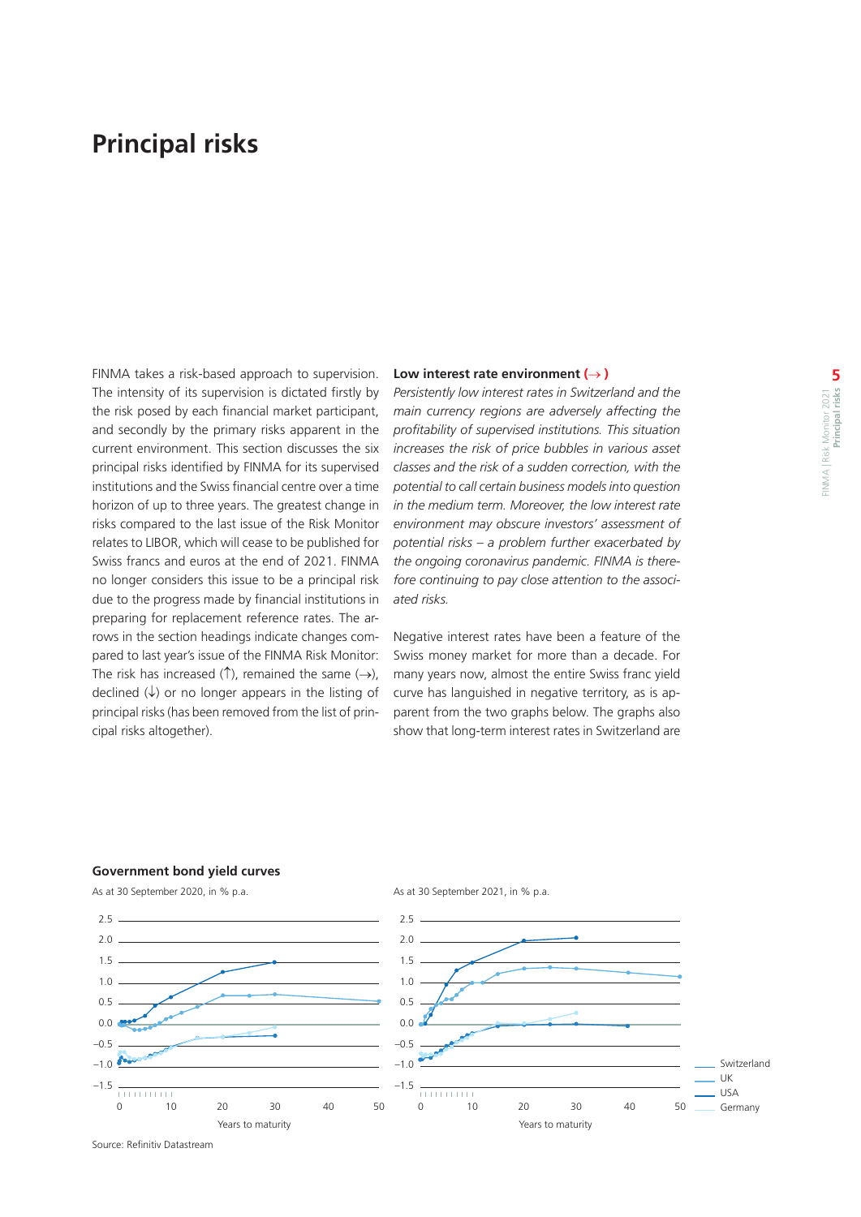# Principal risks

FINMA takes a risk-based approach to supervision. The intensity of its supervision is dictated firstly by the risk posed by each financial market participant, and secondly by the primary risks apparent in the current environment. This section discusses the six principal risks identified by FINMA for its supervised institutions and the Swiss financial centre over a time horizon of up to three years. The greatest change in risks compared to the last issue of the Risk Monitor relates to LIBOR, which will cease to be published for Swiss francs and euros at the end of 2021. FINMA no longer considers this issue to be a principal risk due to the progress made by financial institutions in preparing for replacement reference rates. The arrows in the section headings indicate changes compared to last year's issue of the FINMA Risk Monitor: The risk has increased (↑), remained the same (→), declined (↓) or no longer appears in the listing of principal risks (has been removed from the list of principal risks altogether).

### Low interest rate environment (→)

*Persistently low interest rates in Switzerland and the main currency regions are adversely affecting the profitability of supervised institutions. This situation increases the risk of price bubbles in various asset classes and the risk of a sudden correction, with the potential to call certain business models into question in the medium term. Moreover, the low interest rate environment may obscure investors' assessment of potential risks – a problem further exacerbated by the ongoing coronavirus pandemic. FINMA is therefore continuing to pay close attention to the associated risks.*

Negative interest rates have been a feature of the Swiss money market for more than a decade. For many years now, almost the entire Swiss franc yield curve has languished in negative territory, as is apparent from the two graphs below. The graphs also show that long-term interest rates in Switzerland are

**Government bond yield curves**

As at 30 September 2020, in % p.a.

As at 30 September 2021, in % p.a.

Legend: Switzerland, UK, USA, Germany

Years to maturity

Source: Refinitiv Datastream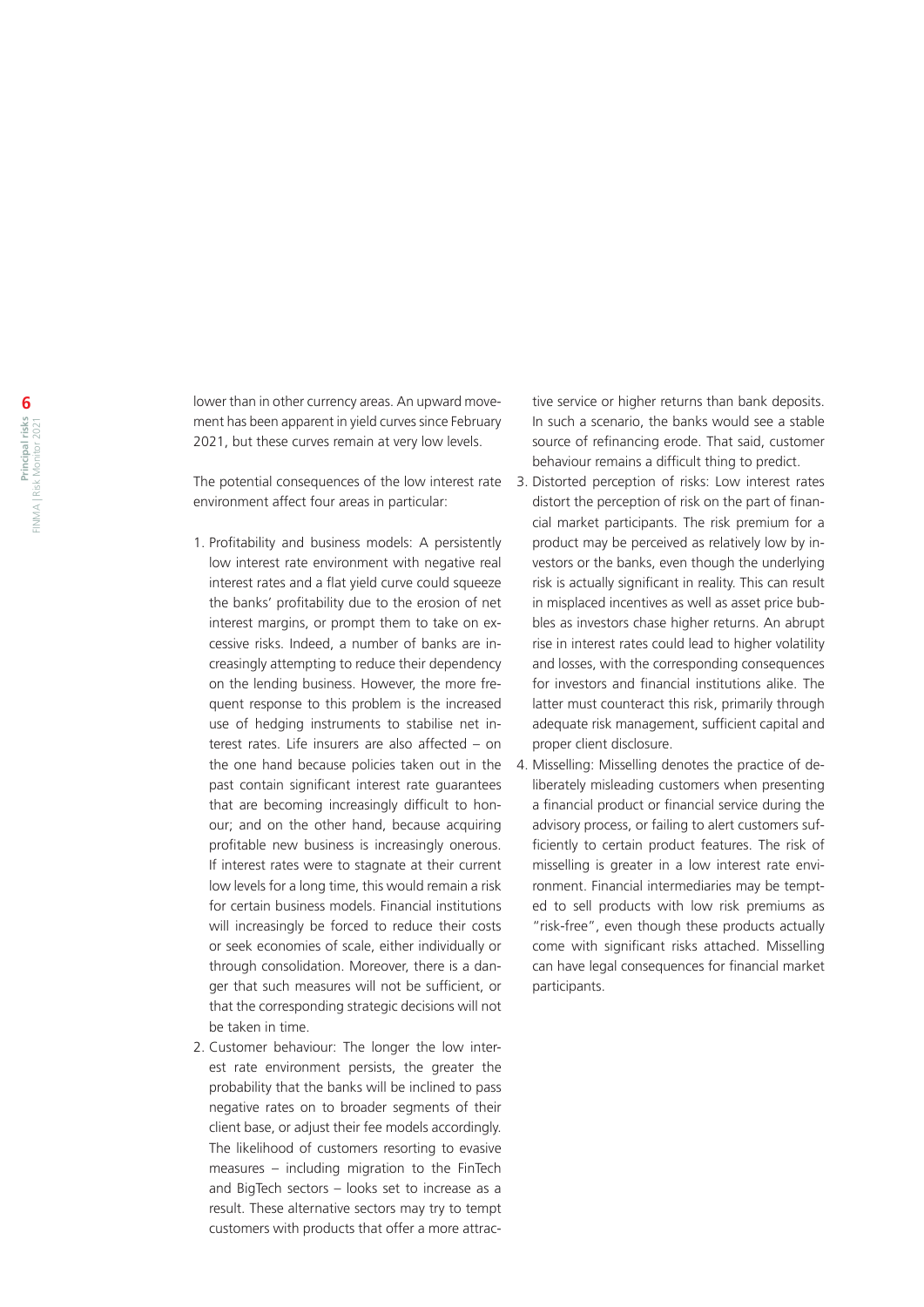lower than in other currency areas. An upward movement has been apparent in yield curves since February 2021, but these curves remain at very low levels.

The potential consequences of the low interest rate environment affect four areas in particular:

1. Profitability and business models: A persistently low interest rate environment with negative real interest rates and a flat yield curve could squeeze the banks' profitability due to the erosion of net interest margins, or prompt them to take on excessive risks. Indeed, a number of banks are increasingly attempting to reduce their dependency on the lending business. However, the more frequent response to this problem is the increased use of hedging instruments to stabilise net interest rates. Life insurers are also affected – on the one hand because policies taken out in the past contain significant interest rate guarantees that are becoming increasingly difficult to honour; and on the other hand, because acquiring profitable new business is increasingly onerous. If interest rates were to stagnate at their current low levels for a long time, this would remain a risk for certain business models. Financial institutions will increasingly be forced to reduce their costs or seek economies of scale, either individually or through consolidation. Moreover, there is a danger that such measures will not be sufficient, or that the corresponding strategic decisions will not be taken in time.
2. Customer behaviour: The longer the low interest rate environment persists, the greater the probability that the banks will be inclined to pass negative rates on to broader segments of their client base, or adjust their fee models accordingly. The likelihood of customers resorting to evasive measures – including migration to the FinTech and BigTech sectors – looks set to increase as a result. These alternative sectors may try to tempt customers with products that offer a more attractive service or higher returns than bank deposits. In such a scenario, the banks would see a stable source of refinancing erode. That said, customer behaviour remains a difficult thing to predict.
3. Distorted perception of risks: Low interest rates distort the perception of risk on the part of financial market participants. The risk premium for a product may be perceived as relatively low by investors or the banks, even though the underlying risk is actually significant in reality. This can result in misplaced incentives as well as asset price bubbles as investors chase higher returns. An abrupt rise in interest rates could lead to higher volatility and losses, with the corresponding consequences for investors and financial institutions alike. The latter must counteract this risk, primarily through adequate risk management, sufficient capital and proper client disclosure.
4. Misselling: Misselling denotes the practice of deliberately misleading customers when presenting a financial product or financial service during the advisory process, or failing to alert customers sufficiently to certain product features. The risk of misselling is greater in a low interest rate environment. Financial intermediaries may be tempted to sell products with low risk premiums as "risk-free", even though these products actually come with significant risks attached. Misselling can have legal consequences for financial market participants.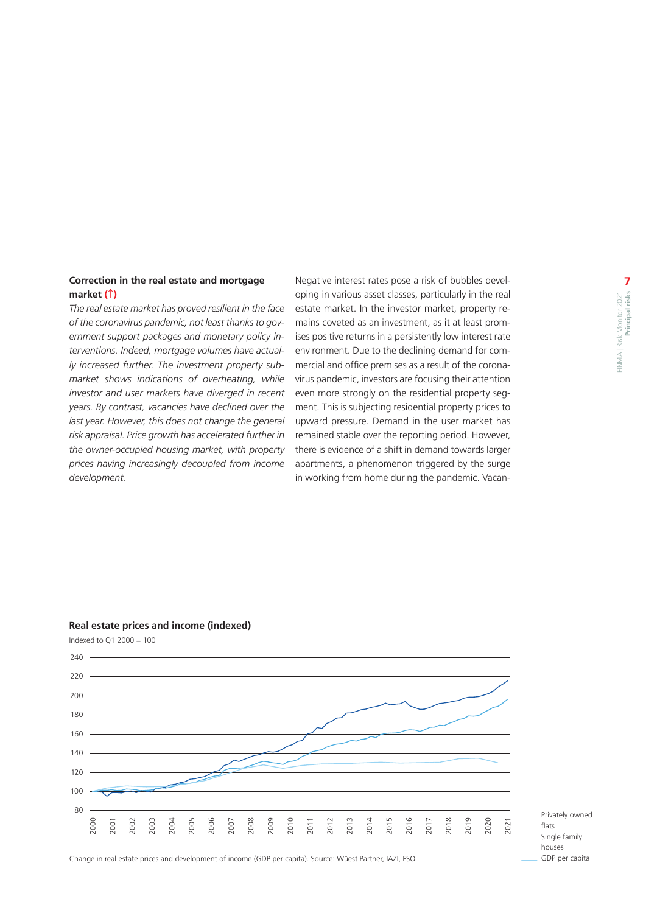### Correction in the real estate and mortgage market (↑)

*The real estate market has proved resilient in the face of the coronavirus pandemic, not least thanks to government support packages and monetary policy interventions. Indeed, mortgage volumes have actually increased further. The investment property submarket shows indications of overheating, while investor and user markets have diverged in recent years. By contrast, vacancies have declined over the last year. However, this does not change the general risk appraisal. Price growth has accelerated further in the owner-occupied housing market, with property prices having increasingly decoupled from income development.*

Negative interest rates pose a risk of bubbles developing in various asset classes, particularly in the real estate market. In the investor market, property remains coveted as an investment, as it at least promises positive returns in a persistently low interest rate environment. Due to the declining demand for commercial and office premises as a result of the coronavirus pandemic, investors are focusing their attention even more strongly on the residential property segment. This is subjecting residential property prices to upward pressure. Demand in the user market has remained stable over the reporting period. However, there is evidence of a shift in demand towards larger apartments, a phenomenon triggered by the surge in working from home during the pandemic. Vacan-

**Real estate prices and income (indexed)**

Indexed to Q1 2000 = 100

Legend: Privately owned flats; Single family houses; GDP per capita

Change in real estate prices and development of income (GDP per capita). Source: Wüest Partner, IAZI, FSO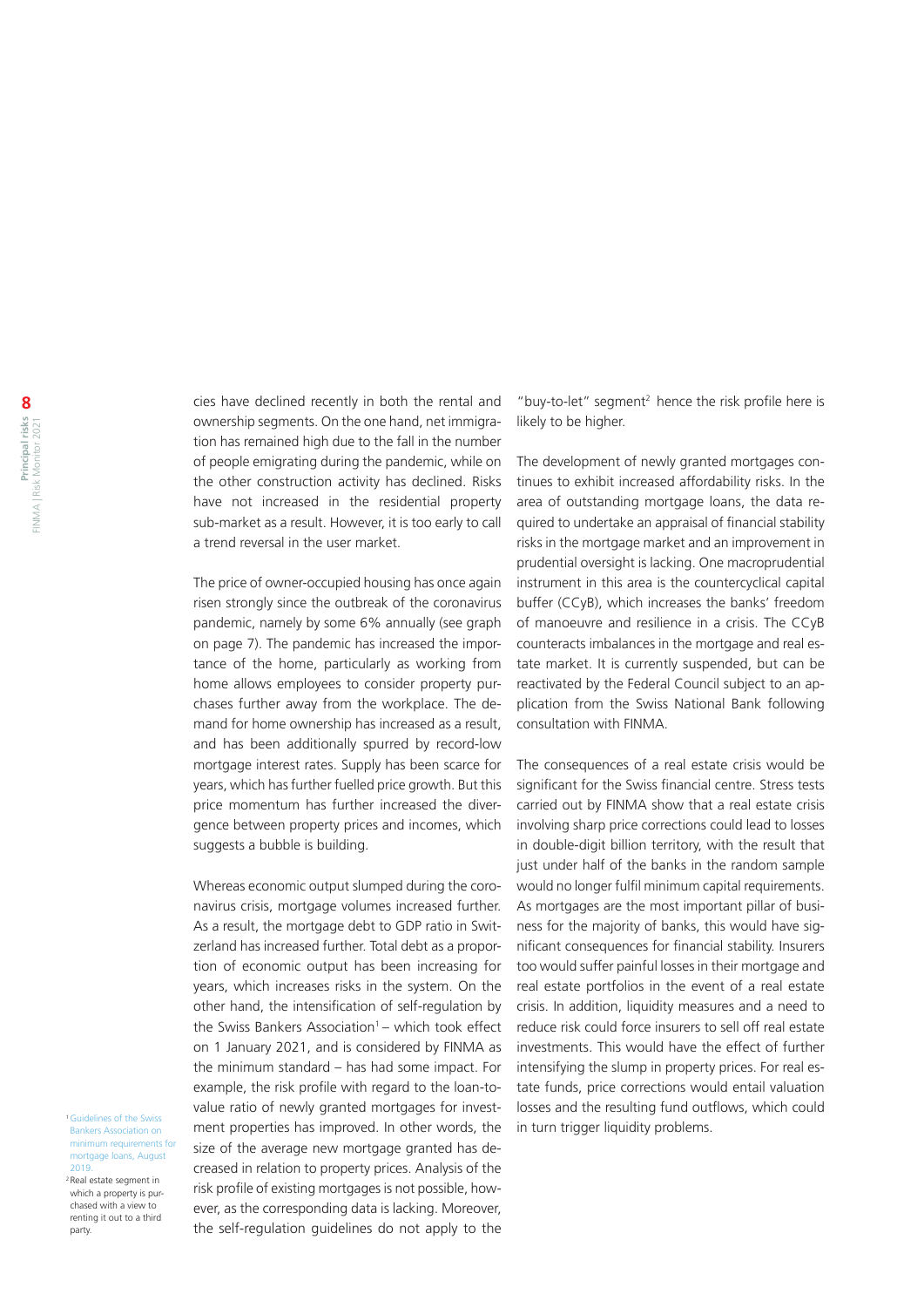cies have declined recently in both the rental and ownership segments. On the one hand, net immigration has remained high due to the fall in the number of people emigrating during the pandemic, while on the other construction activity has declined. Risks have not increased in the residential property sub-market as a result. However, it is too early to call a trend reversal in the user market.

The price of owner-occupied housing has once again risen strongly since the outbreak of the coronavirus pandemic, namely by some 6% annually (see graph on page 7). The pandemic has increased the importance of the home, particularly as working from home allows employees to consider property purchases further away from the workplace. The demand for home ownership has increased as a result, and has been additionally spurred by record-low mortgage interest rates. Supply has been scarce for years, which has further fuelled price growth. But this price momentum has further increased the divergence between property prices and incomes, which suggests a bubble is building.

Whereas economic output slumped during the coronavirus crisis, mortgage volumes increased further. As a result, the mortgage debt to GDP ratio in Switzerland has increased further. Total debt as a proportion of economic output has been increasing for years, which increases risks in the system. On the other hand, the intensification of self-regulation by the Swiss Bankers Association[1] – which took effect on 1 January 2021, and is considered by FINMA as the minimum standard – has had some impact. For example, the risk profile with regard to the loan-to-value ratio of newly granted mortgages for investment properties has improved. In other words, the size of the average new mortgage granted has decreased in relation to property prices. Analysis of the risk profile of existing mortgages is not possible, however, as the corresponding data is lacking. Moreover, the self-regulation guidelines do not apply to the "buy-to-let" segment[2] hence the risk profile here is likely to be higher.

The development of newly granted mortgages continues to exhibit increased affordability risks. In the area of outstanding mortgage loans, the data required to undertake an appraisal of financial stability risks in the mortgage market and an improvement in prudential oversight is lacking. One macroprudential instrument in this area is the countercyclical capital buffer (CCyB), which increases the banks' freedom of manoeuvre and resilience in a crisis. The CCyB counteracts imbalances in the mortgage and real estate market. It is currently suspended, but can be reactivated by the Federal Council subject to an application from the Swiss National Bank following consultation with FINMA.

The consequences of a real estate crisis would be significant for the Swiss financial centre. Stress tests carried out by FINMA show that a real estate crisis involving sharp price corrections could lead to losses in double-digit billion territory, with the result that just under half of the banks in the random sample would no longer fulfil minimum capital requirements. As mortgages are the most important pillar of business for the majority of banks, this would have significant consequences for financial stability. Insurers too would suffer painful losses in their mortgage and real estate portfolios in the event of a real estate crisis. In addition, liquidity measures and a need to reduce risk could force insurers to sell off real estate investments. This would have the effect of further intensifying the slump in property prices. For real estate funds, price corrections would entail valuation losses and the resulting fund outflows, which could in turn trigger liquidity problems.

[1] Guidelines of the Swiss Bankers Association on minimum requirements for mortgage loans, August 2019.

[2] Real estate segment in which a property is purchased with a view to renting it out to a third party.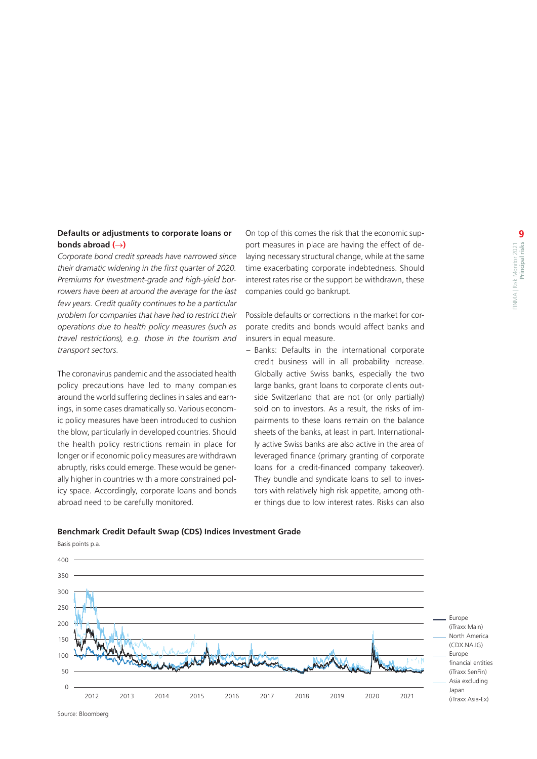### Defaults or adjustments to corporate loans or bonds abroad (→)

*Corporate bond credit spreads have narrowed since their dramatic widening in the first quarter of 2020. Premiums for investment-grade and high-yield borrowers have been at around the average for the last few years. Credit quality continues to be a particular problem for companies that have had to restrict their operations due to health policy measures (such as travel restrictions), e.g. those in the tourism and transport sectors.*

The coronavirus pandemic and the associated health policy precautions have led to many companies around the world suffering declines in sales and earnings, in some cases dramatically so. Various economic policy measures have been introduced to cushion the blow, particularly in developed countries. Should the health policy restrictions remain in place for longer or if economic policy measures are withdrawn abruptly, risks could emerge. These would be generally higher in countries with a more constrained policy space. Accordingly, corporate loans and bonds abroad need to be carefully monitored.

On top of this comes the risk that the economic support measures in place are having the effect of delaying necessary structural change, while at the same time exacerbating corporate indebtedness. Should interest rates rise or the support be withdrawn, these companies could go bankrupt.

Possible defaults or corrections in the market for corporate credits and bonds would affect banks and insurers in equal measure.

- Banks: Defaults in the international corporate credit business will in all probability increase. Globally active Swiss banks, especially the two large banks, grant loans to corporate clients outside Switzerland that are not (or only partially) sold on to investors. As a result, the risks of impairments to these loans remain on the balance sheets of the banks, at least in part. Internationally active Swiss banks are also active in the area of leveraged finance (primary granting of corporate loans for a credit-financed company takeover). They bundle and syndicate loans to sell to investors with relatively high risk appetite, among other things due to low interest rates. Risks can also

**Benchmark Credit Default Swap (CDS) Indices Investment Grade**

Basis points p.a.

Legend: Europe (iTraxx Main); North America (CDX.NA.IG); Europe financial entities (iTraxx SenFin); Asia excluding Japan (iTraxx Asia-Ex)

Source: Bloomberg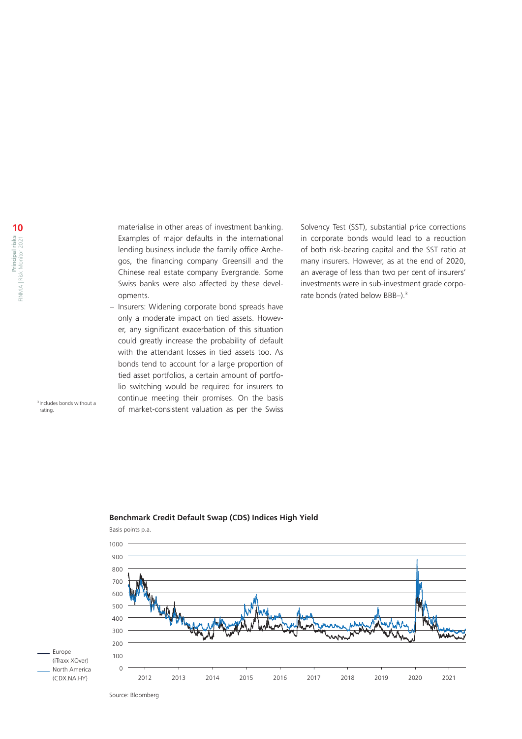materialise in other areas of investment banking. Examples of major defaults in the international lending business include the family office Archegos, the financing company Greensill and the Chinese real estate company Evergrande. Some Swiss banks were also affected by these developments.

– Insurers: Widening corporate bond spreads have only a moderate impact on tied assets. However, any significant exacerbation of this situation could greatly increase the probability of default with the attendant losses in tied assets too. As bonds tend to account for a large proportion of tied asset portfolios, a certain amount of portfolio switching would be required for insurers to continue meeting their promises. On the basis of market-consistent valuation as per the Swiss Solvency Test (SST), substantial price corrections in corporate bonds would lead to a reduction of both risk-bearing capital and the SST ratio at many insurers. However, as at the end of 2020, an average of less than two per cent of insurers' investments were in sub-investment grade corporate bonds (rated below BBB–).[3]

[3] Includes bonds without a rating.

**Benchmark Credit Default Swap (CDS) Indices High Yield**

Basis points p.a.

Europe (iTraxx XOver)
North America (CDX.NA.HY)

Source: Bloomberg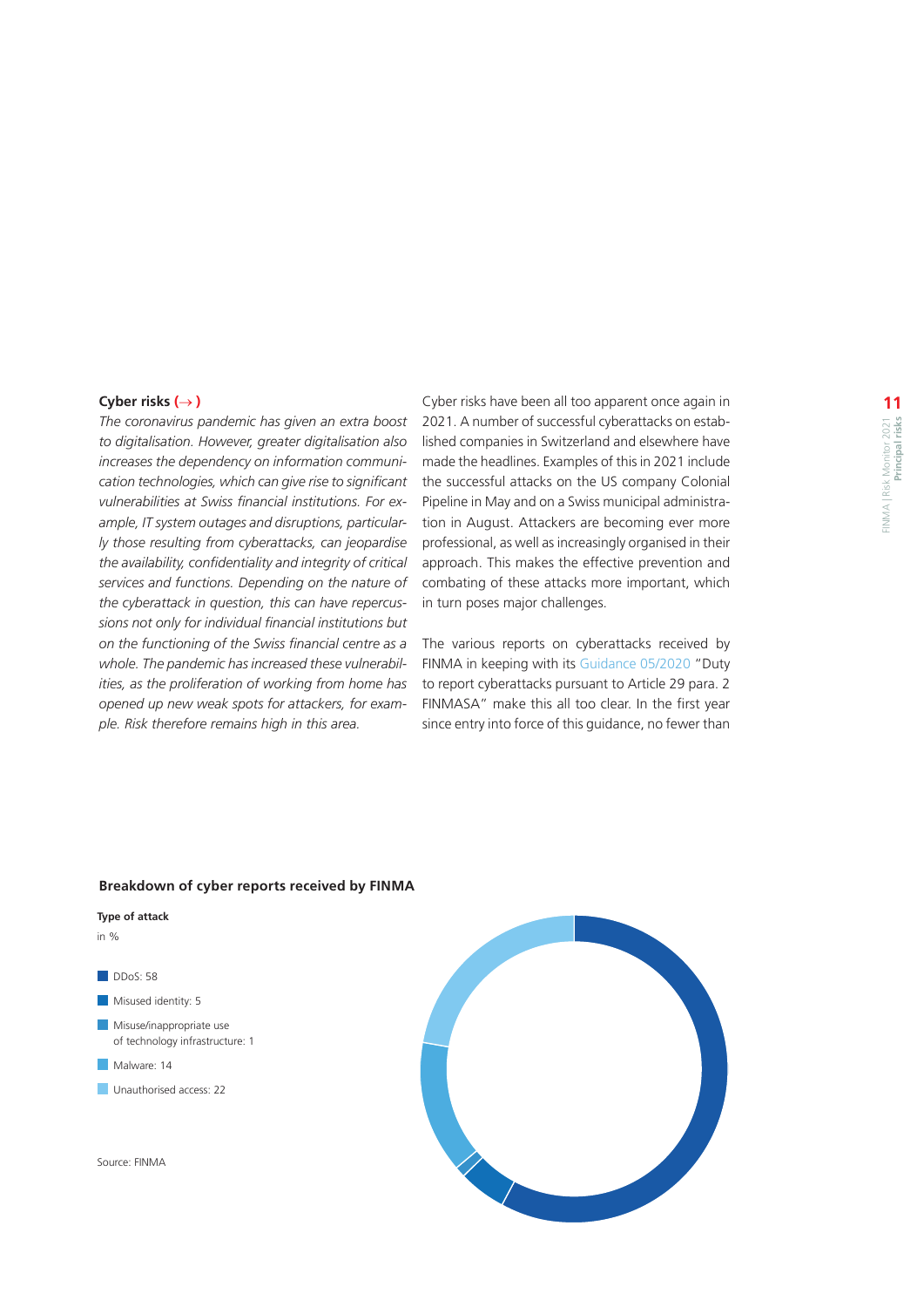### Cyber risks (→)

*The coronavirus pandemic has given an extra boost to digitalisation. However, greater digitalisation also increases the dependency on information communication technologies, which can give rise to significant vulnerabilities at Swiss financial institutions. For example, IT system outages and disruptions, particularly those resulting from cyberattacks, can jeopardise the availability, confidentiality and integrity of critical services and functions. Depending on the nature of the cyberattack in question, this can have repercussions not only for individual financial institutions but on the functioning of the Swiss financial centre as a whole. The pandemic has increased these vulnerabilities, as the proliferation of working from home has opened up new weak spots for attackers, for example. Risk therefore remains high in this area.*

Cyber risks have been all too apparent once again in 2021. A number of successful cyberattacks on established companies in Switzerland and elsewhere have made the headlines. Examples of this in 2021 include the successful attacks on the US company Colonial Pipeline in May and on a Swiss municipal administration in August. Attackers are becoming ever more professional, as well as increasingly organised in their approach. This makes the effective prevention and combating of these attacks more important, which in turn poses major challenges.

The various reports on cyberattacks received by FINMA in keeping with its Guidance 05/2020 "Duty to report cyberattacks pursuant to Article 29 para. 2 FINMASA" make this all too clear. In the first year since entry into force of this guidance, no fewer than

**Breakdown of cyber reports received by FINMA**

**Type of attack**

in %

- DDoS: 58
- Misused identity: 5
- Misuse/inappropriate use of technology infrastructure: 1
- Malware: 14
- Unauthorised access: 22

Source: FINMA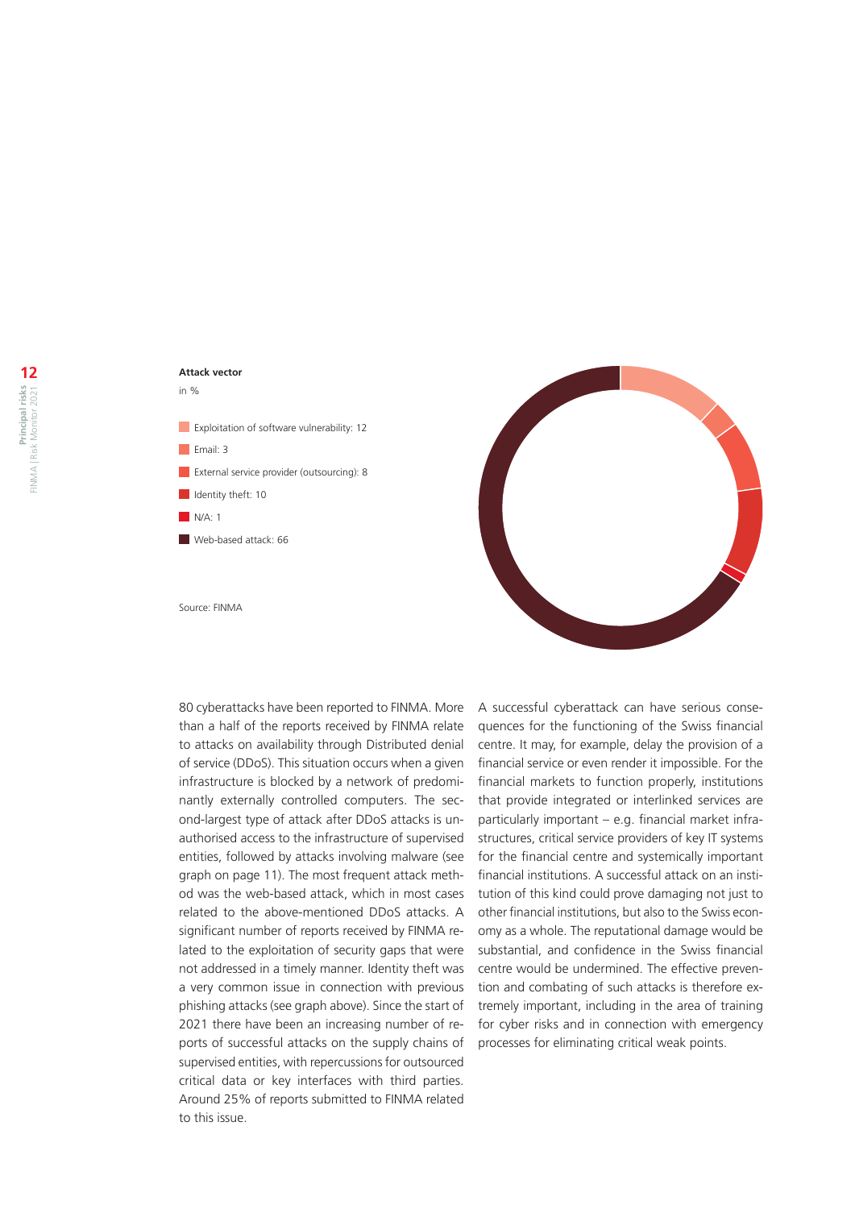**Attack vector**

in %

- Exploitation of software vulnerability: 12
- Email: 3
- External service provider (outsourcing): 8
- Identity theft: 10
- N/A: 1
- Web-based attack: 66

Source: FINMA

80 cyberattacks have been reported to FINMA. More than a half of the reports received by FINMA relate to attacks on availability through Distributed denial of service (DDoS). This situation occurs when a given infrastructure is blocked by a network of predominantly externally controlled computers. The second-largest type of attack after DDoS attacks is unauthorised access to the infrastructure of supervised entities, followed by attacks involving malware (see graph on page 11). The most frequent attack method was the web-based attack, which in most cases related to the above-mentioned DDoS attacks. A significant number of reports received by FINMA related to the exploitation of security gaps that were not addressed in a timely manner. Identity theft was a very common issue in connection with previous phishing attacks (see graph above). Since the start of 2021 there have been an increasing number of reports of successful attacks on the supply chains of supervised entities, with repercussions for outsourced critical data or key interfaces with third parties. Around 25% of reports submitted to FINMA related to this issue.

A successful cyberattack can have serious consequences for the functioning of the Swiss financial centre. It may, for example, delay the provision of a financial service or even render it impossible. For the financial markets to function properly, institutions that provide integrated or interlinked services are particularly important – e.g. financial market infrastructures, critical service providers of key IT systems for the financial centre and systemically important financial institutions. A successful attack on an institution of this kind could prove damaging not just to other financial institutions, but also to the Swiss economy as a whole. The reputational damage would be substantial, and confidence in the Swiss financial centre would be undermined. The effective prevention and combating of such attacks is therefore extremely important, including in the area of training for cyber risks and in connection with emergency processes for eliminating critical weak points.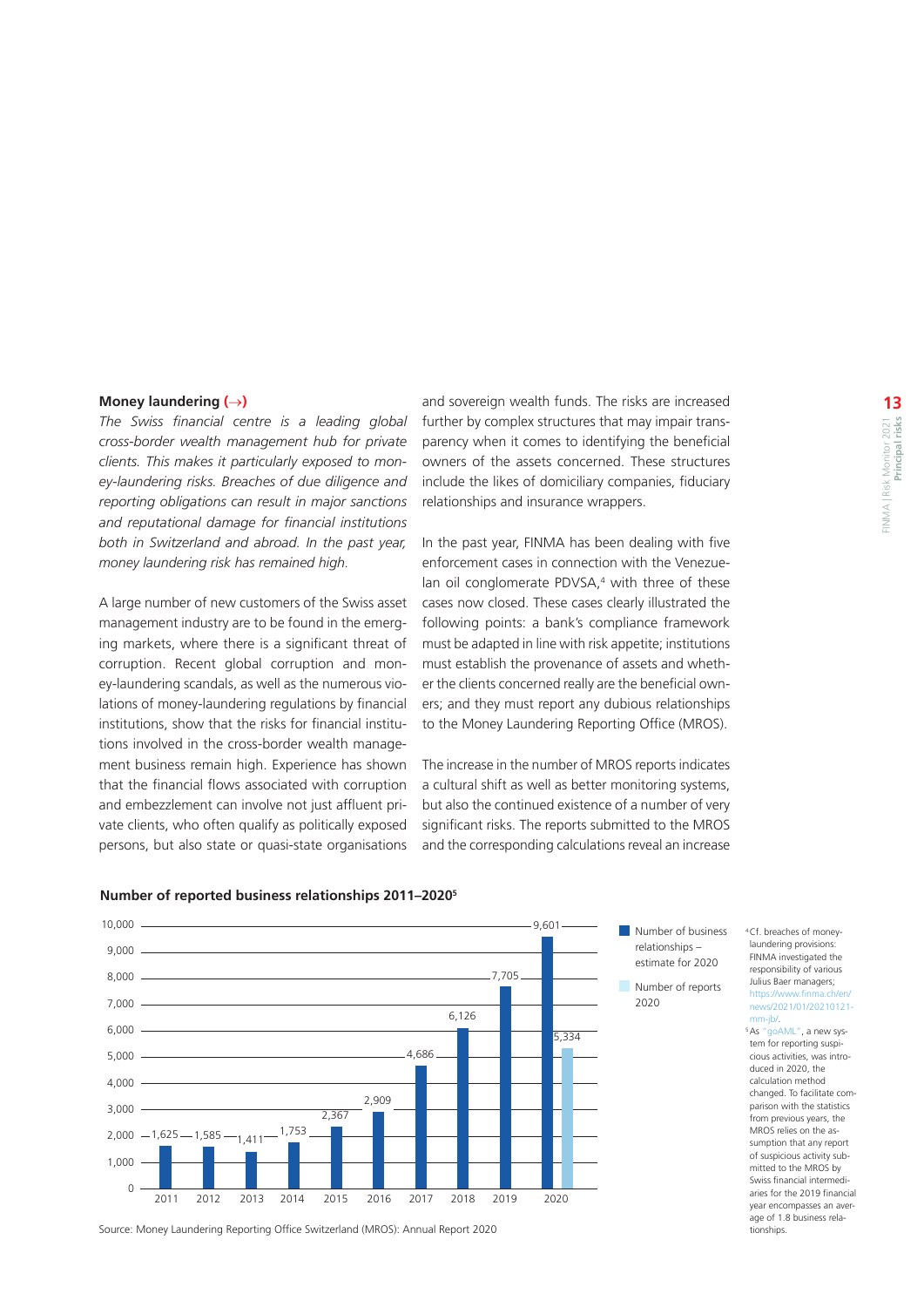**Money laundering (→)**

*The Swiss financial centre is a leading global cross-border wealth management hub for private clients. This makes it particularly exposed to money-laundering risks. Breaches of due diligence and reporting obligations can result in major sanctions and reputational damage for financial institutions both in Switzerland and abroad. In the past year, money laundering risk has remained high.*

A large number of new customers of the Swiss asset management industry are to be found in the emerging markets, where there is a significant threat of corruption. Recent global corruption and money-laundering scandals, as well as the numerous violations of money-laundering regulations by financial institutions, show that the risks for financial institutions involved in the cross-border wealth management business remain high. Experience has shown that the financial flows associated with corruption and embezzlement can involve not just affluent private clients, who often qualify as politically exposed persons, but also state or quasi-state organisations and sovereign wealth funds. The risks are increased further by complex structures that may impair transparency when it comes to identifying the beneficial owners of the assets concerned. These structures include the likes of domiciliary companies, fiduciary relationships and insurance wrappers.

In the past year, FINMA has been dealing with five enforcement cases in connection with the Venezuelan oil conglomerate PDVSA,[4] with three of these cases now closed. These cases clearly illustrated the following points: a bank's compliance framework must be adapted in line with risk appetite; institutions must establish the provenance of assets and whether the clients concerned really are the beneficial owners; and they must report any dubious relationships to the Money Laundering Reporting Office (MROS).

The increase in the number of MROS reports indicates a cultural shift as well as better monitoring systems, but also the continued existence of a number of very significant risks. The reports submitted to the MROS and the corresponding calculations reveal an increase

**Number of reported business relationships 2011–2020[5]**

| Year | Number of business relationships – estimate for 2020 | Number of reports 2020 |
|---|---|---|
| 2011 | 1,625 | |
| 2012 | 1,585 | |
| 2013 | 1,411 | |
| 2014 | 1,753 | |
| 2015 | 2,367 | |
| 2016 | 2,909 | |
| 2017 | 4,686 | |
| 2018 | 6,126 | |
| 2019 | 7,705 | |
| 2020 | 9,601 | 5,334 |

Source: Money Laundering Reporting Office Switzerland (MROS): Annual Report 2020

[4] Cf. breaches of money-laundering provisions: FINMA investigated the responsibility of various Julius Baer managers; https://www.finma.ch/en/news/2021/01/20210121-mm-jb/.

[5] As "goAML", a new system for reporting suspicious activities, was introduced in 2020, the calculation method changed. To facilitate comparison with the statistics from previous years, the MROS relies on the assumption that any report of suspicious activity submitted to the MROS by Swiss financial intermediaries for the 2019 financial year encompasses an average of 1.8 business relationships.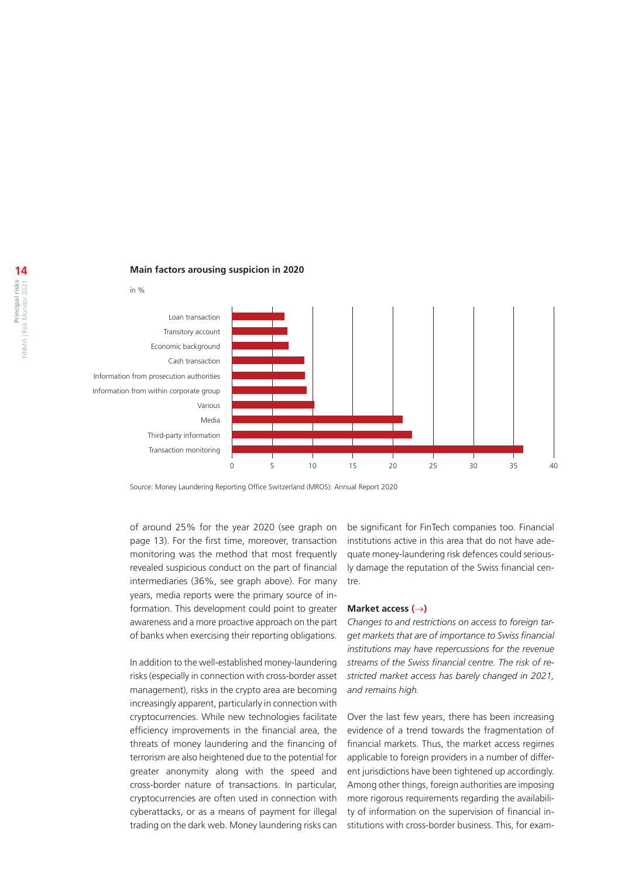**Main factors arousing suspicion in 2020**

in %

| Factor | Approx. value (%) |
|---|---|
| Loan transaction | 6.5 |
| Transitory account | 7 |
| Economic background | 7 |
| Cash transaction | 9 |
| Information from prosecution authorities | 9 |
| Information from within corporate group | 9.3 |
| Various | 10.2 |
| Media | 21.2 |
| Third-party information | 22.4 |
| Transaction monitoring | 36.2 |

Source: Money Laundering Reporting Office Switzerland (MROS): Annual Report 2020

of around 25% for the year 2020 (see graph on page 13). For the first time, moreover, transaction monitoring was the method that most frequently revealed suspicious conduct on the part of financial intermediaries (36%, see graph above). For many years, media reports were the primary source of information. This development could point to greater awareness and a more proactive approach on the part of banks when exercising their reporting obligations.

In addition to the well-established money-laundering risks (especially in connection with cross-border asset management), risks in the crypto area are becoming increasingly apparent, particularly in connection with cryptocurrencies. While new technologies facilitate efficiency improvements in the financial area, the threats of money laundering and the financing of terrorism are also heightened due to the potential for greater anonymity along with the speed and cross-border nature of transactions. In particular, cryptocurrencies are often used in connection with cyberattacks, or as a means of payment for illegal trading on the dark web. Money laundering risks can be significant for FinTech companies too. Financial institutions active in this area that do not have adequate money-laundering risk defences could seriously damage the reputation of the Swiss financial centre.

**Market access (→)**

*Changes to and restrictions on access to foreign target markets that are of importance to Swiss financial institutions may have repercussions for the revenue streams of the Swiss financial centre. The risk of restricted market access has barely changed in 2021, and remains high.*

Over the last few years, there has been increasing evidence of a trend towards the fragmentation of financial markets. Thus, the market access regimes applicable to foreign providers in a number of different jurisdictions have been tightened up accordingly. Among other things, foreign authorities are imposing more rigorous requirements regarding the availability of information on the supervision of financial institutions with cross-border business. This, for exam-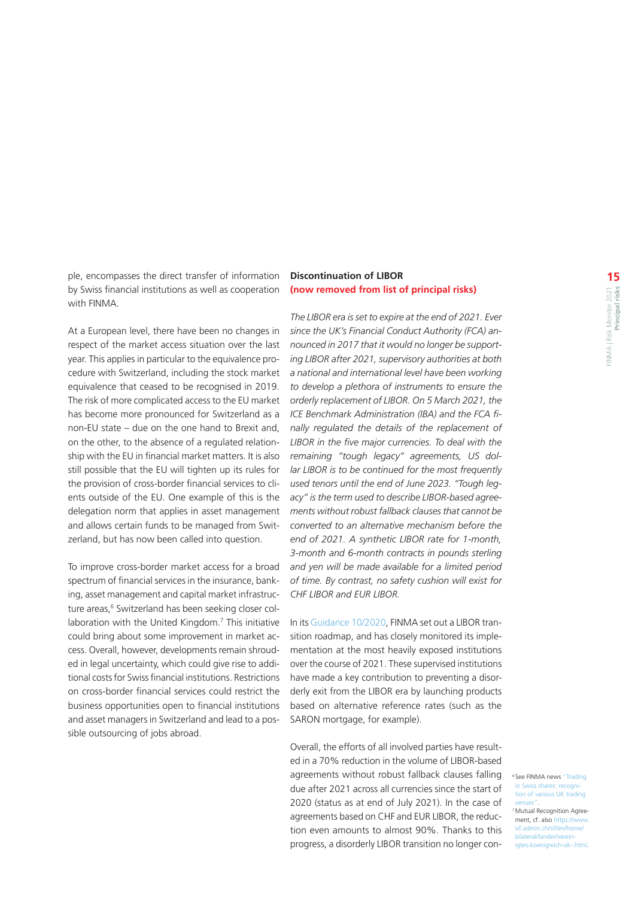ple, encompasses the direct transfer of information by Swiss financial institutions as well as cooperation with FINMA.

At a European level, there have been no changes in respect of the market access situation over the last year. This applies in particular to the equivalence procedure with Switzerland, including the stock market equivalence that ceased to be recognised in 2019. The risk of more complicated access to the EU market has become more pronounced for Switzerland as a non-EU state – due on the one hand to Brexit and, on the other, to the absence of a regulated relationship with the EU in financial market matters. It is also still possible that the EU will tighten up its rules for the provision of cross-border financial services to clients outside of the EU. One example of this is the delegation norm that applies in asset management and allows certain funds to be managed from Switzerland, but has now been called into question.

To improve cross-border market access for a broad spectrum of financial services in the insurance, banking, asset management and capital market infrastructure areas,[6] Switzerland has been seeking closer collaboration with the United Kingdom.[7] This initiative could bring about some improvement in market access. Overall, however, developments remain shrouded in legal uncertainty, which could give rise to additional costs for Swiss financial institutions. Restrictions on cross-border financial services could restrict the business opportunities open to financial institutions and asset managers in Switzerland and lead to a possible outsourcing of jobs abroad.

### Discontinuation of LIBOR (now removed from list of principal risks)

*The LIBOR era is set to expire at the end of 2021. Ever since the UK's Financial Conduct Authority (FCA) announced in 2017 that it would no longer be supporting LIBOR after 2021, supervisory authorities at both a national and international level have been working to develop a plethora of instruments to ensure the orderly replacement of LIBOR. On 5 March 2021, the ICE Benchmark Administration (IBA) and the FCA finally regulated the details of the replacement of LIBOR in the five major currencies. To deal with the remaining "tough legacy" agreements, US dollar LIBOR is to be continued for the most frequently used tenors until the end of June 2023. "Tough legacy" is the term used to describe LIBOR-based agreements without robust fallback clauses that cannot be converted to an alternative mechanism before the end of 2021. A synthetic LIBOR rate for 1-month, 3-month and 6-month contracts in pounds sterling and yen will be made available for a limited period of time. By contrast, no safety cushion will exist for CHF LIBOR and EUR LIBOR.*

In its Guidance 10/2020, FINMA set out a LIBOR transition roadmap, and has closely monitored its implementation at the most heavily exposed institutions over the course of 2021. These supervised institutions have made a key contribution to preventing a disorderly exit from the LIBOR era by launching products based on alternative reference rates (such as the SARON mortgage, for example).

Overall, the efforts of all involved parties have resulted in a 70% reduction in the volume of LIBOR-based agreements without robust fallback clauses falling due after 2021 across all currencies since the start of 2020 (status as at end of July 2021). In the case of agreements based on CHF and EUR LIBOR, the reduction even amounts to almost 90%. Thanks to this progress, a disorderly LIBOR transition no longer con-

[6] See FINMA news "Trading in Swiss shares: recognition of various UK trading venues".

[7] Mutual Recognition Agreement, cf. also https://www.sif.admin.ch/sif/en/home/bilateral/lander/vereinigtes-koenigreich-uk-.html.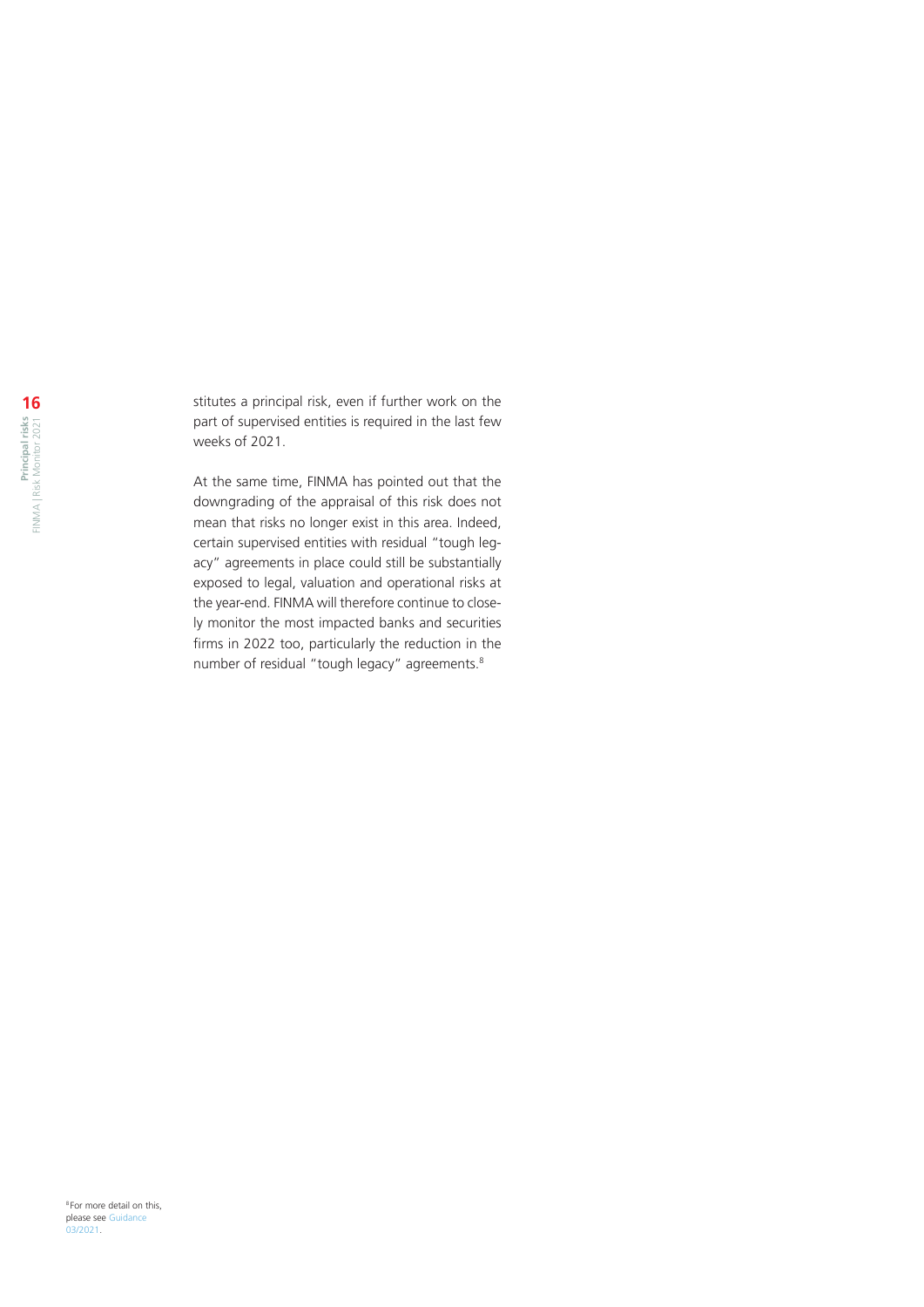stitutes a principal risk, even if further work on the part of supervised entities is required in the last few weeks of 2021.

At the same time, FINMA has pointed out that the downgrading of the appraisal of this risk does not mean that risks no longer exist in this area. Indeed, certain supervised entities with residual "tough legacy" agreements in place could still be substantially exposed to legal, valuation and operational risks at the year-end. FINMA will therefore continue to closely monitor the most impacted banks and securities firms in 2022 too, particularly the reduction in the number of residual "tough legacy" agreements.[8]

[8] For more detail on this, please see Guidance 03/2021.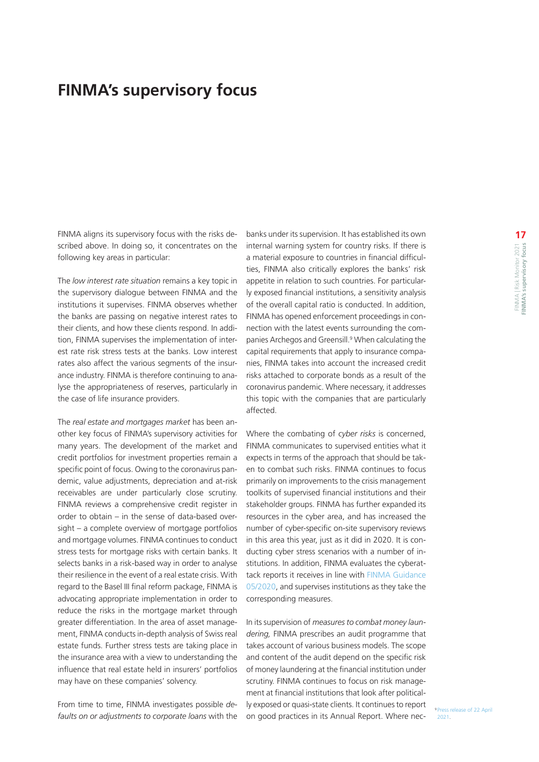# FINMA's supervisory focus

FINMA aligns its supervisory focus with the risks described above. In doing so, it concentrates on the following key areas in particular:

The *low interest rate situation* remains a key topic in the supervisory dialogue between FINMA and the institutions it supervises. FINMA observes whether the banks are passing on negative interest rates to their clients, and how these clients respond. In addition, FINMA supervises the implementation of interest rate risk stress tests at the banks. Low interest rates also affect the various segments of the insurance industry. FINMA is therefore continuing to analyse the appropriateness of reserves, particularly in the case of life insurance providers.

The *real estate and mortgages market* has been another key focus of FINMA's supervisory activities for many years. The development of the market and credit portfolios for investment properties remain a specific point of focus. Owing to the coronavirus pandemic, value adjustments, depreciation and at-risk receivables are under particularly close scrutiny. FINMA reviews a comprehensive credit register in order to obtain – in the sense of data-based oversight – a complete overview of mortgage portfolios and mortgage volumes. FINMA continues to conduct stress tests for mortgage risks with certain banks. It selects banks in a risk-based way in order to analyse their resilience in the event of a real estate crisis. With regard to the Basel III final reform package, FINMA is advocating appropriate implementation in order to reduce the risks in the mortgage market through greater differentiation. In the area of asset management, FINMA conducts in-depth analysis of Swiss real estate funds. Further stress tests are taking place in the insurance area with a view to understanding the influence that real estate held in insurers' portfolios may have on these companies' solvency.

From time to time, FINMA investigates possible *defaults on or adjustments to corporate loans* with the banks under its supervision. It has established its own internal warning system for country risks. If there is a material exposure to countries in financial difficulties, FINMA also critically explores the banks' risk appetite in relation to such countries. For particularly exposed financial institutions, a sensitivity analysis of the overall capital ratio is conducted. In addition, FINMA has opened enforcement proceedings in connection with the latest events surrounding the companies Archegos and Greensill.[9] When calculating the capital requirements that apply to insurance companies, FINMA takes into account the increased credit risks attached to corporate bonds as a result of the coronavirus pandemic. Where necessary, it addresses this topic with the companies that are particularly affected.

Where the combating of *cyber risks* is concerned, FINMA communicates to supervised entities what it expects in terms of the approach that should be taken to combat such risks. FINMA continues to focus primarily on improvements to the crisis management toolkits of supervised financial institutions and their stakeholder groups. FINMA has further expanded its resources in the cyber area, and has increased the number of cyber-specific on-site supervisory reviews in this area this year, just as it did in 2020. It is conducting cyber stress scenarios with a number of institutions. In addition, FINMA evaluates the cyberattack reports it receives in line with FINMA Guidance 05/2020, and supervises institutions as they take the corresponding measures.

In its supervision of *measures to combat money laundering,* FINMA prescribes an audit programme that takes account of various business models. The scope and content of the audit depend on the specific risk of money laundering at the financial institution under scrutiny. FINMA continues to focus on risk management at financial institutions that look after politically exposed or quasi-state clients. It continues to report on good practices in its Annual Report. Where nec-

[9] Press release of 22 April 2021.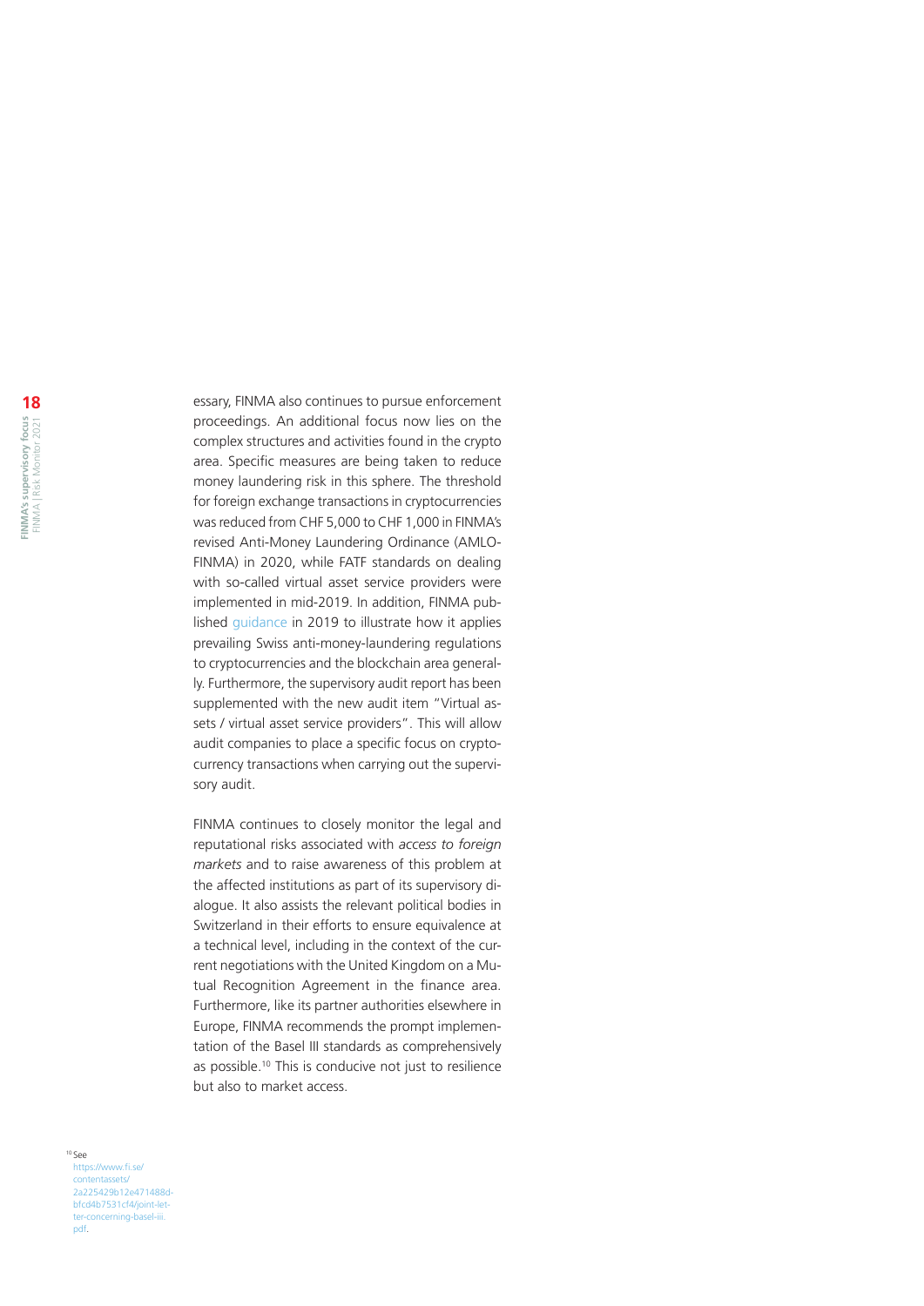essary, FINMA also continues to pursue enforcement proceedings. An additional focus now lies on the complex structures and activities found in the crypto area. Specific measures are being taken to reduce money laundering risk in this sphere. The threshold for foreign exchange transactions in cryptocurrencies was reduced from CHF 5,000 to CHF 1,000 in FINMA's revised Anti-Money Laundering Ordinance (AMLO-FINMA) in 2020, while FATF standards on dealing with so-called virtual asset service providers were implemented in mid-2019. In addition, FINMA published guidance in 2019 to illustrate how it applies prevailing Swiss anti-money-laundering regulations to cryptocurrencies and the blockchain area generally. Furthermore, the supervisory audit report has been supplemented with the new audit item "Virtual assets / virtual asset service providers". This will allow audit companies to place a specific focus on cryptocurrency transactions when carrying out the supervisory audit.

FINMA continues to closely monitor the legal and reputational risks associated with *access to foreign markets* and to raise awareness of this problem at the affected institutions as part of its supervisory dialogue. It also assists the relevant political bodies in Switzerland in their efforts to ensure equivalence at a technical level, including in the context of the current negotiations with the United Kingdom on a Mutual Recognition Agreement in the finance area. Furthermore, like its partner authorities elsewhere in Europe, FINMA recommends the prompt implementation of the Basel III standards as comprehensively as possible.[10] This is conducive not just to resilience but also to market access.

[10] See https://www.fi.se/contentassets/2a225429b12e471488dbfcd4b7531cf4/joint-letter-concerning-basel-iii.pdf.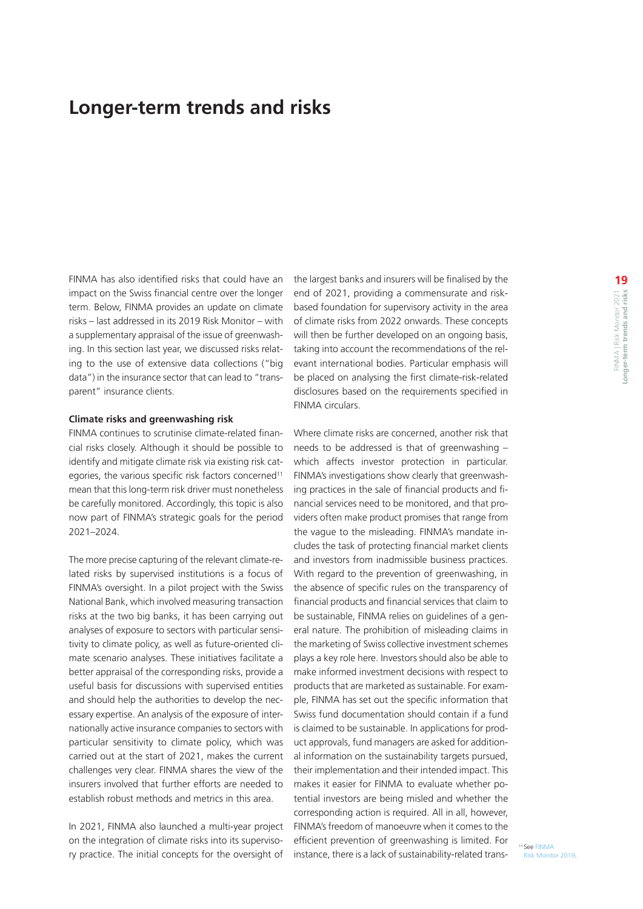# Longer-term trends and risks

FINMA has also identified risks that could have an impact on the Swiss financial centre over the longer term. Below, FINMA provides an update on climate risks – last addressed in its 2019 Risk Monitor – with a supplementary appraisal of the issue of greenwashing. In this section last year, we discussed risks relating to the use of extensive data collections ("big data") in the insurance sector that can lead to "transparent" insurance clients.

### Climate risks and greenwashing risk

FINMA continues to scrutinise climate-related financial risks closely. Although it should be possible to identify and mitigate climate risk via existing risk categories, the various specific risk factors concerned[11] mean that this long-term risk driver must nonetheless be carefully monitored. Accordingly, this topic is also now part of FINMA's strategic goals for the period 2021–2024.

The more precise capturing of the relevant climate-related risks by supervised institutions is a focus of FINMA's oversight. In a pilot project with the Swiss National Bank, which involved measuring transaction risks at the two big banks, it has been carrying out analyses of exposure to sectors with particular sensitivity to climate policy, as well as future-oriented climate scenario analyses. These initiatives facilitate a better appraisal of the corresponding risks, provide a useful basis for discussions with supervised entities and should help the authorities to develop the necessary expertise. An analysis of the exposure of internationally active insurance companies to sectors with particular sensitivity to climate policy, which was carried out at the start of 2021, makes the current challenges very clear. FINMA shares the view of the insurers involved that further efforts are needed to establish robust methods and metrics in this area.

In 2021, FINMA also launched a multi-year project on the integration of climate risks into its supervisory practice. The initial concepts for the oversight of the largest banks and insurers will be finalised by the end of 2021, providing a commensurate and risk-based foundation for supervisory activity in the area of climate risks from 2022 onwards. These concepts will then be further developed on an ongoing basis, taking into account the recommendations of the relevant international bodies. Particular emphasis will be placed on analysing the first climate-risk-related disclosures based on the requirements specified in FINMA circulars.

Where climate risks are concerned, another risk that needs to be addressed is that of greenwashing – which affects investor protection in particular. FINMA's investigations show clearly that greenwashing practices in the sale of financial products and financial services need to be monitored, and that providers often make product promises that range from the vague to the misleading. FINMA's mandate includes the task of protecting financial market clients and investors from inadmissible business practices. With regard to the prevention of greenwashing, in the absence of specific rules on the transparency of financial products and financial services that claim to be sustainable, FINMA relies on guidelines of a general nature. The prohibition of misleading claims in the marketing of Swiss collective investment schemes plays a key role here. Investors should also be able to make informed investment decisions with respect to products that are marketed as sustainable. For example, FINMA has set out the specific information that Swiss fund documentation should contain if a fund is claimed to be sustainable. In applications for product approvals, fund managers are asked for additional information on the sustainability targets pursued, their implementation and their intended impact. This makes it easier for FINMA to evaluate whether potential investors are being misled and whether the corresponding action is required. All in all, however, FINMA's freedom of manoeuvre when it comes to the efficient prevention of greenwashing is limited. For instance, there is a lack of sustainability-related trans-

[11] See FINMA Risk Monitor 2019.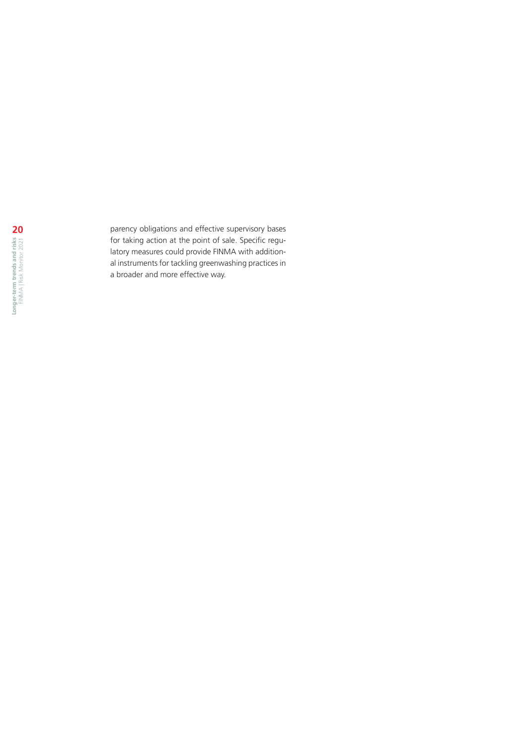parency obligations and effective supervisory bases for taking action at the point of sale. Specific regulatory measures could provide FINMA with additional instruments for tackling greenwashing practices in a broader and more effective way.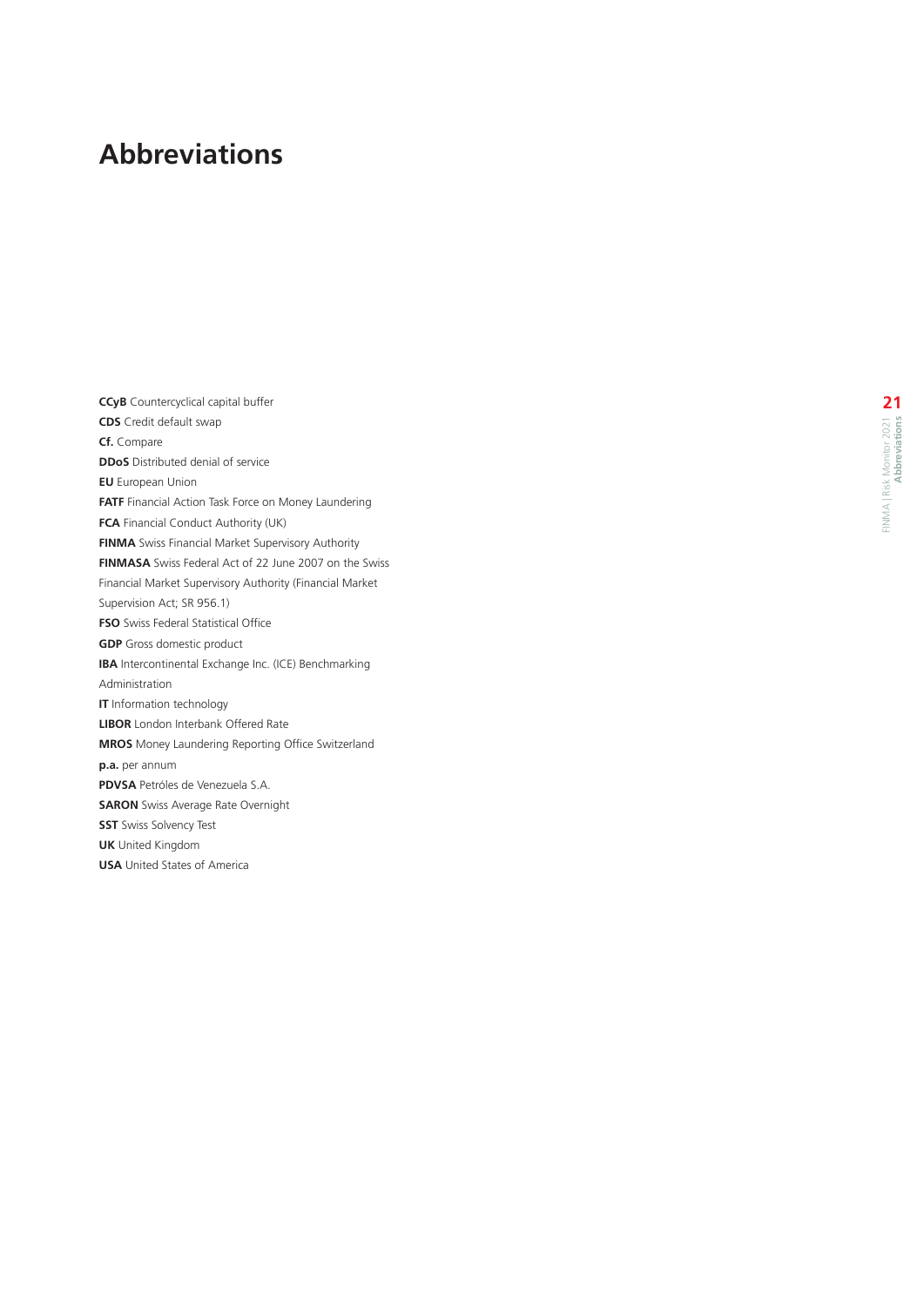# Abbreviations

**CCyB** Countercyclical capital buffer

**CDS** Credit default swap

**Cf.** Compare

**DDoS** Distributed denial of service

**EU** European Union

**FATF** Financial Action Task Force on Money Laundering

**FCA** Financial Conduct Authority (UK)

**FINMA** Swiss Financial Market Supervisory Authority

**FINMASA** Swiss Federal Act of 22 June 2007 on the Swiss Financial Market Supervisory Authority (Financial Market Supervision Act; SR 956.1)

**FSO** Swiss Federal Statistical Office

**GDP** Gross domestic product

**IBA** Intercontinental Exchange Inc. (ICE) Benchmarking Administration

**IT** Information technology

**LIBOR** London Interbank Offered Rate

**MROS** Money Laundering Reporting Office Switzerland

**p.a.** per annum

**PDVSA** Petróles de Venezuela S.A.

**SARON** Swiss Average Rate Overnight

**SST** Swiss Solvency Test

**UK** United Kingdom

**USA** United States of America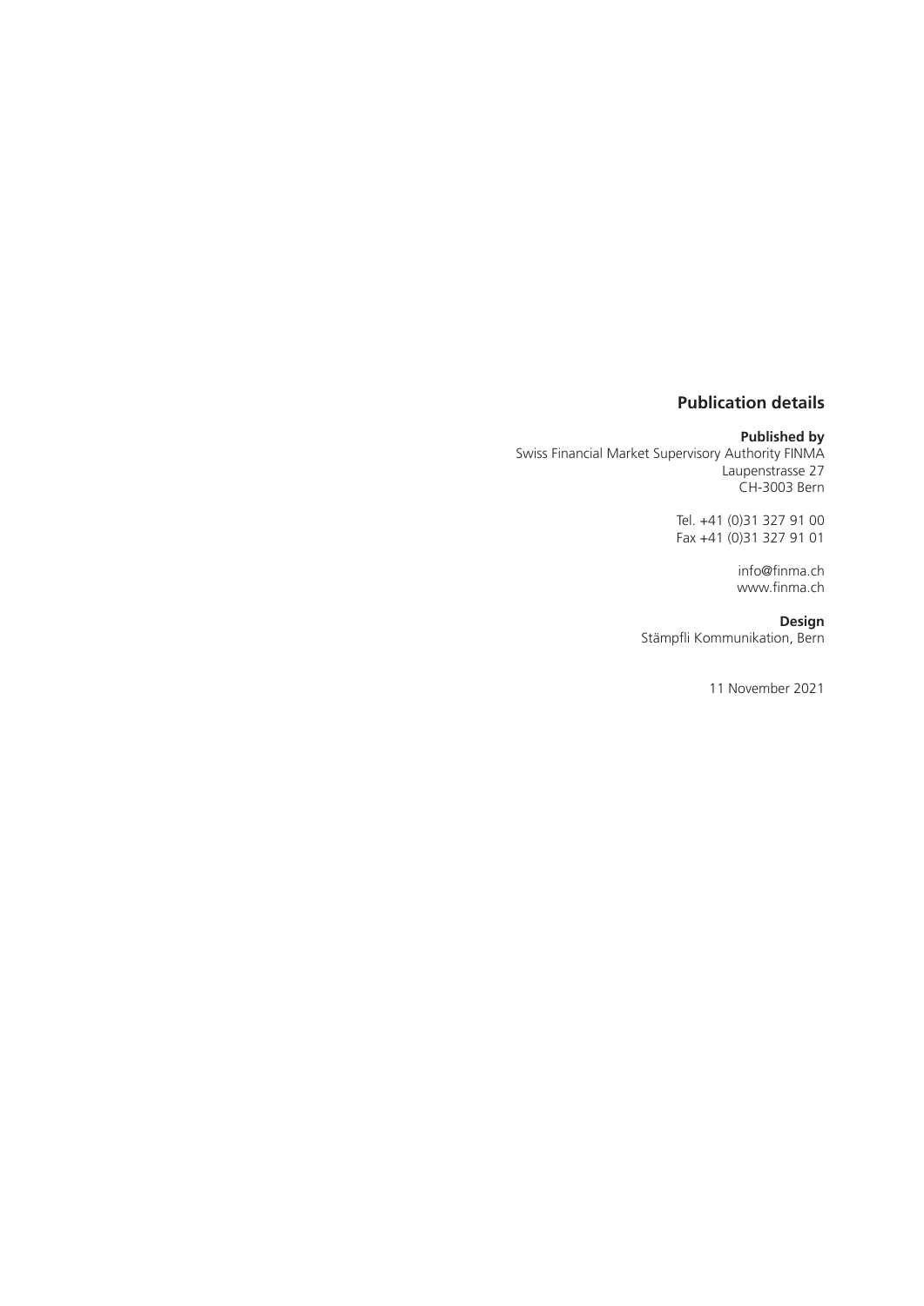## Publication details

**Published by**
Swiss Financial Market Supervisory Authority FINMA
Laupenstrasse 27
CH-3003 Bern

Tel. +41 (0)31 327 91 00
Fax +41 (0)31 327 91 01

info@finma.ch
www.finma.ch

**Design**
Stämpfli Kommunikation, Bern

11 November 2021